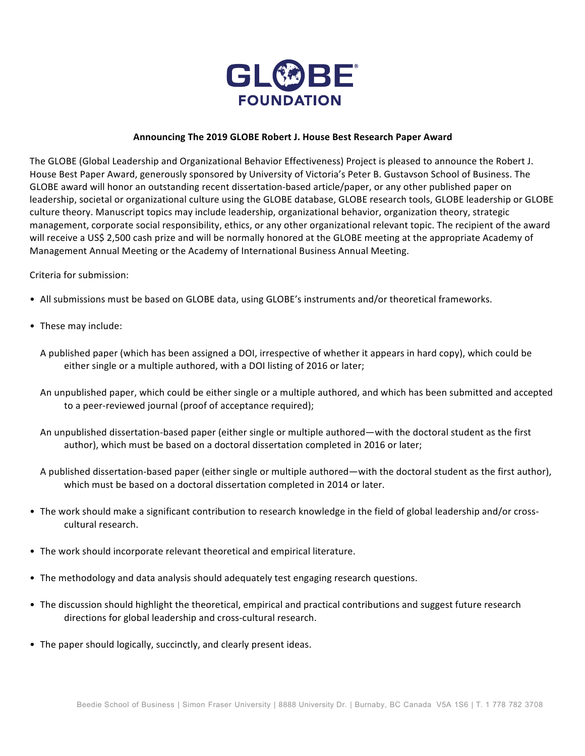GLOBE FOUNDATION

## Announcing The 2019 GLOBE Robert J. House Best Research Paper Award

The GLOBE (Global Leadership and Organizational Behavior Effectiveness) Project is pleased to announce the Robert J. House Best Paper Award, generously sponsored by University of Victoria's Peter B. Gustavson School of Business. The GLOBE award will honor an outstanding recent dissertation-based article/paper, or any other published paper on leadership, societal or organizational culture using the GLOBE database, GLOBE research tools, GLOBE leadership or GLOBE culture theory. Manuscript topics may include leadership, organizational behavior, organization theory, strategic management, corporate social responsibility, ethics, or any other organizational relevant topic. The recipient of the award will receive a US$ 2,500 cash prize and will be normally honored at the GLOBE meeting at the appropriate Academy of Management Annual Meeting or the Academy of International Business Annual Meeting.

Criteria for submission:

- All submissions must be based on GLOBE data, using GLOBE's instruments and/or theoretical frameworks.
- These may include:

  A published paper (which has been assigned a DOI, irrespective of whether it appears in hard copy), which could be either single or a multiple authored, with a DOI listing of 2016 or later;

  An unpublished paper, which could be either single or a multiple authored, and which has been submitted and accepted to a peer-reviewed journal (proof of acceptance required);

  An unpublished dissertation-based paper (either single or multiple authored—with the doctoral student as the first author), which must be based on a doctoral dissertation completed in 2016 or later;

  A published dissertation-based paper (either single or multiple authored—with the doctoral student as the first author), which must be based on a doctoral dissertation completed in 2014 or later.

- The work should make a significant contribution to research knowledge in the field of global leadership and/or cross-cultural research.
- The work should incorporate relevant theoretical and empirical literature.
- The methodology and data analysis should adequately test engaging research questions.
- The discussion should highlight the theoretical, empirical and practical contributions and suggest future research directions for global leadership and cross-cultural research.
- The paper should logically, succinctly, and clearly present ideas.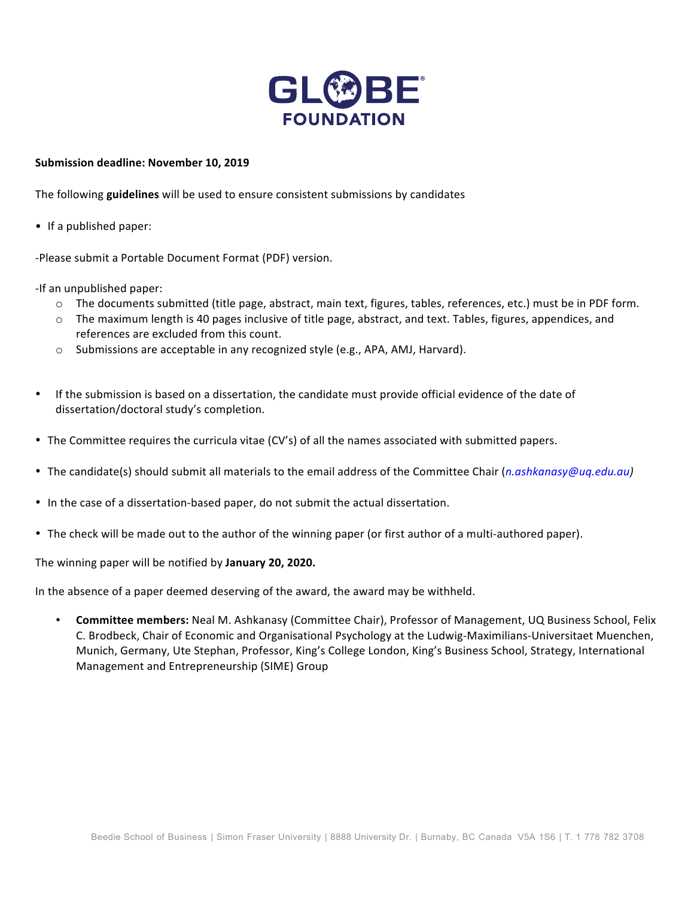**Submission deadline: November 10, 2019**

The following **guidelines** will be used to ensure consistent submissions by candidates

- If a published paper:

-Please submit a Portable Document Format (PDF) version.

-If an unpublished paper:

- The documents submitted (title page, abstract, main text, figures, tables, references, etc.) must be in PDF form.
- The maximum length is 40 pages inclusive of title page, abstract, and text. Tables, figures, appendices, and references are excluded from this count.
- Submissions are acceptable in any recognized style (e.g., APA, AMJ, Harvard).

- If the submission is based on a dissertation, the candidate must provide official evidence of the date of dissertation/doctoral study's completion.
- The Committee requires the curricula vitae (CV's) of all the names associated with submitted papers.
- The candidate(s) should submit all materials to the email address of the Committee Chair (*n.ashkanasy@uq.edu.au)*
- In the case of a dissertation-based paper, do not submit the actual dissertation.
- The check will be made out to the author of the winning paper (or first author of a multi-authored paper).

The winning paper will be notified by **January 20, 2020.**

In the absence of a paper deemed deserving of the award, the award may be withheld.

- **Committee members:** Neal M. Ashkanasy (Committee Chair), Professor of Management, UQ Business School, Felix C. Brodbeck, Chair of Economic and Organisational Psychology at the Ludwig-Maximilians-Universitaet Muenchen, Munich, Germany, Ute Stephan, Professor, King's College London, King's Business School, Strategy, International Management and Entrepreneurship (SIME) Group